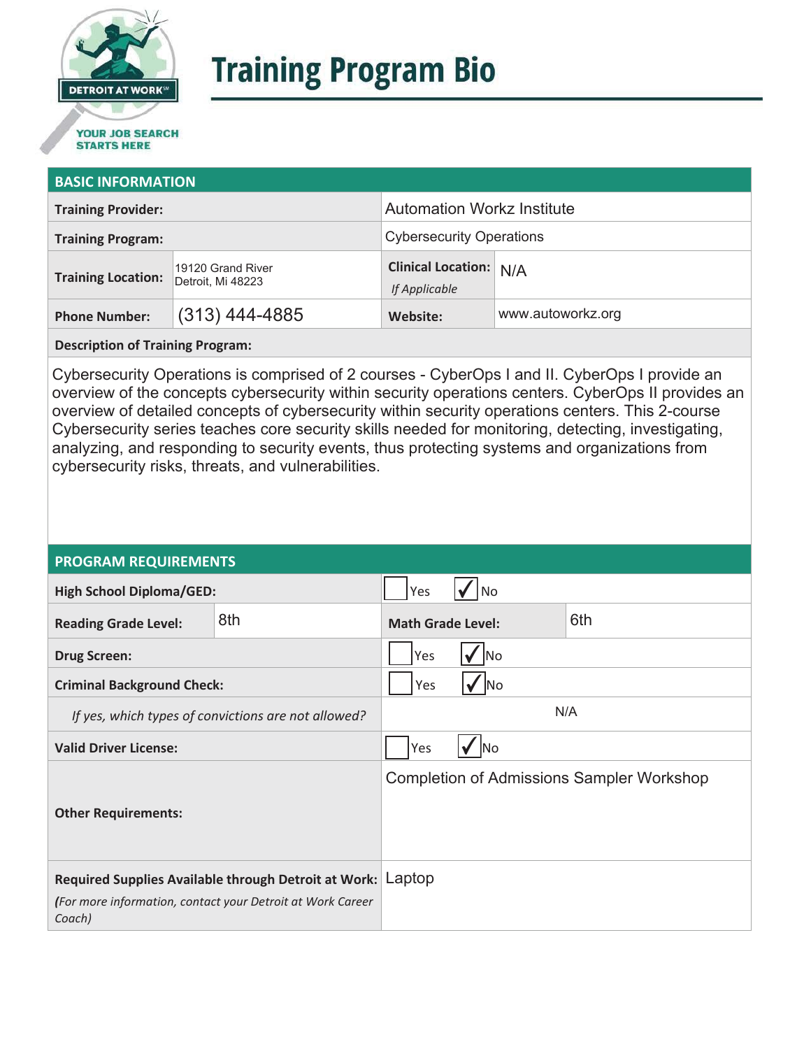DETROIT AT WORK℠

YOUR JOB SEARCH STARTS HERE

# Training Program Bio

## BASIC INFORMATION

| | | | |
|---|---|---|---|
| **Training Provider:** | | Automation Workz Institute | |
| **Training Program:** | | Cybersecurity Operations | |
| **Training Location:** | 19120 Grand River Detroit, Mi 48223 | **Clinical Location:** *If Applicable* | N/A |
| **Phone Number:** | (313) 444-4885 | **Website:** | www.autoworkz.org |

**Description of Training Program:**

Cybersecurity Operations is comprised of 2 courses - CyberOps I and II. CyberOps I provide an overview of the concepts cybersecurity within security operations centers. CyberOps II provides an overview of detailed concepts of cybersecurity within security operations centers. This 2-course Cybersecurity series teaches core security skills needed for monitoring, detecting, investigating, analyzing, and responding to security events, thus protecting systems and organizations from cybersecurity risks, threats, and vulnerabilities.

## PROGRAM REQUIREMENTS

| | | | |
|---|---|---|---|
| **High School Diploma/GED:** | | ☐ Yes ☑ No | |
| **Reading Grade Level:** | 8th | **Math Grade Level:** | 6th |
| **Drug Screen:** | | ☐ Yes ☑ No | |
| **Criminal Background Check:** | | ☐ Yes ☑ No | |
| *If yes, which types of convictions are not allowed?* | | N/A | |
| **Valid Driver License:** | | ☐ Yes ☑ No | |
| **Other Requirements:** | | Completion of Admissions Sampler Workshop | |
| **Required Supplies Available through Detroit at Work:** *(For more information, contact your Detroit at Work Career Coach)* | | Laptop | |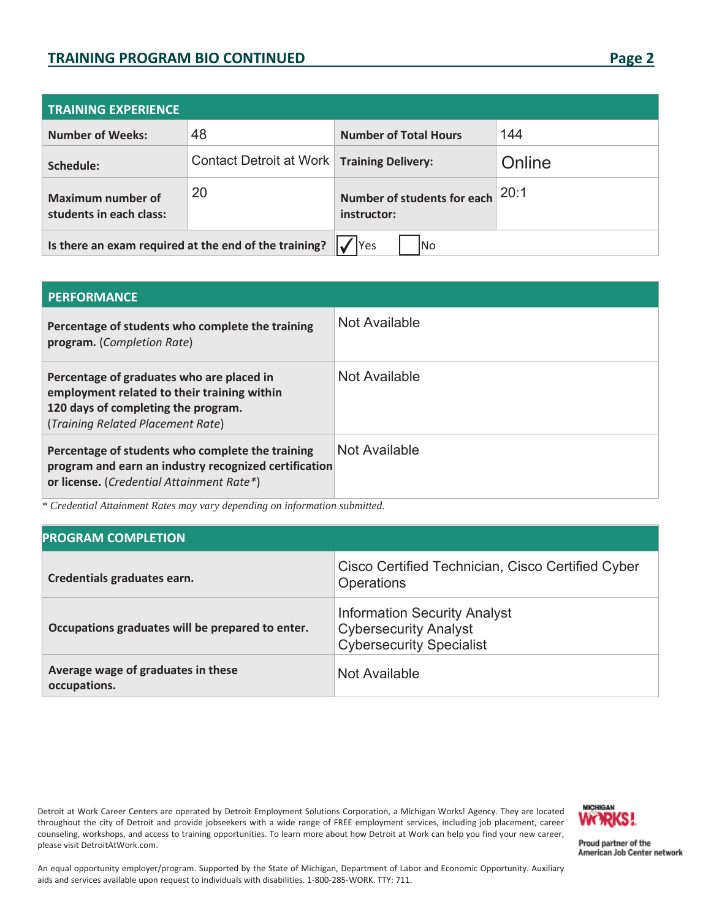## TRAINING PROGRAM BIO CONTINUED

| TRAINING EXPERIENCE | | | |
|---|---|---|---|
| **Number of Weeks:** | 48 | **Number of Total Hours** | 144 |
| **Schedule:** | Contact Detroit at Work | **Training Delivery:** | Online |
| **Maximum number of students in each class:** | 20 | **Number of students for each instructor:** | 20:1 |
| **Is there an exam required at the end of the training?** | ☑ Yes ☐ No | | |

| PERFORMANCE | |
|---|---|
| **Percentage of students who complete the training program.** (*Completion Rate*) | Not Available |
| **Percentage of graduates who are placed in employment related to their training within 120 days of completing the program.** (*Training Related Placement Rate*) | Not Available |
| **Percentage of students who complete the training program and earn an industry recognized certification or license.** (*Credential Attainment Rate**) | Not Available |

*\* Credential Attainment Rates may vary depending on information submitted.*

| PROGRAM COMPLETION | |
|---|---|
| **Credentials graduates earn.** | Cisco Certified Technician, Cisco Certified Cyber Operations |
| **Occupations graduates will be prepared to enter.** | Information Security Analyst<br>Cybersecurity Analyst<br>Cybersecurity Specialist |
| **Average wage of graduates in these occupations.** | Not Available |

Detroit at Work Career Centers are operated by Detroit Employment Solutions Corporation, a Michigan Works! Agency. They are located throughout the city of Detroit and provide jobseekers with a wide range of FREE employment services, including job placement, career counseling, workshops, and access to training opportunities. To learn more about how Detroit at Work can help you find your new career, please visit DetroitAtWork.com.

MICHIGAN WORKS! Proud partner of the American Job Center network

An equal opportunity employer/program. Supported by the State of Michigan, Department of Labor and Economic Opportunity. Auxiliary aids and services available upon request to individuals with disabilities. 1-800-285-WORK. TTY: 711.